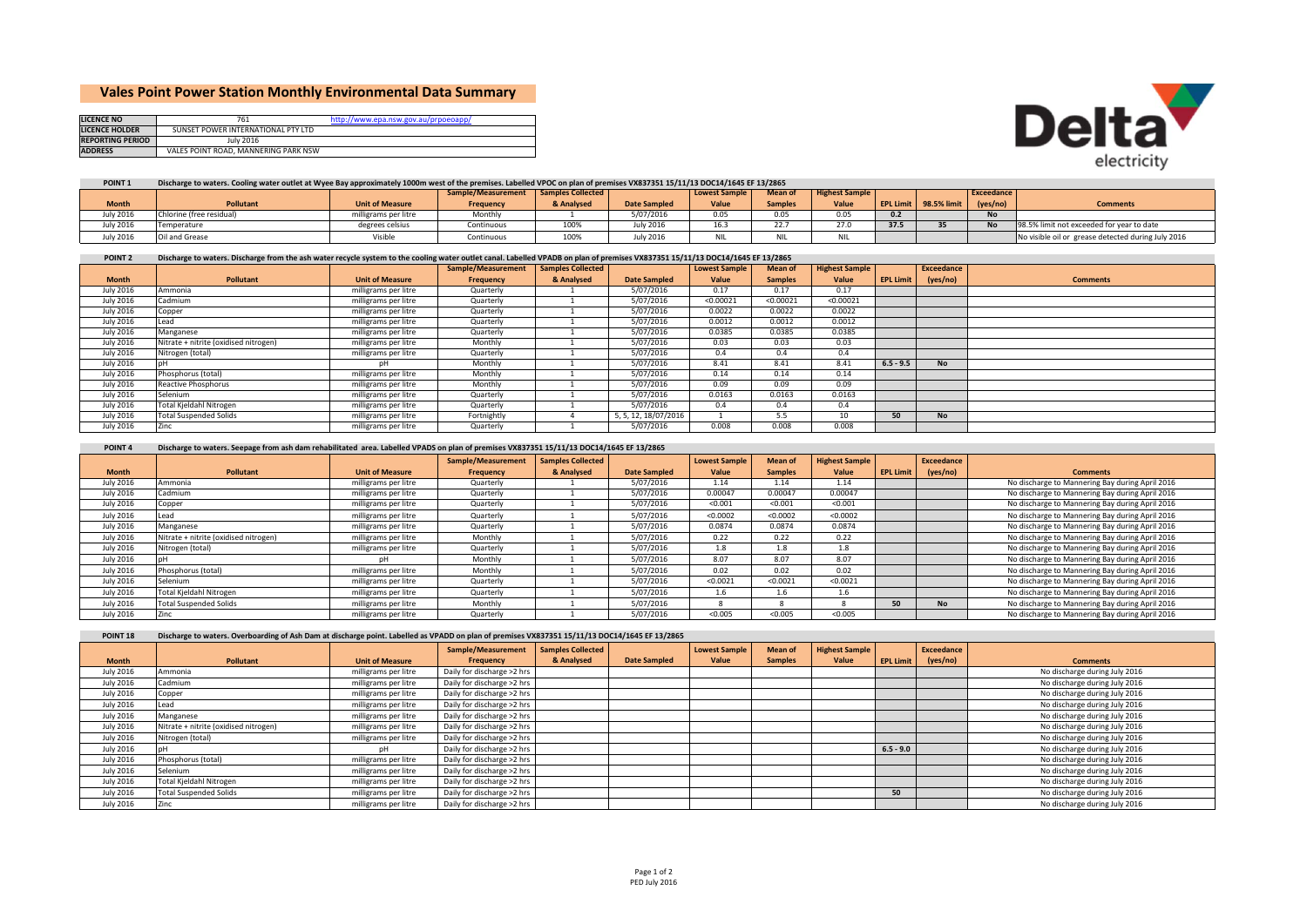# Vales Point Power Station Monthly Environmental Data Summary

| | | |
|---|---|---|
| LICENCE NO | 761 | http://www.epa.nsw.gov.au/prpoeoapp/ |
| LICENCE HOLDER | SUNSET POWER INTERNATIONAL PTY LTD | |
| REPORTING PERIOD | July 2016 | |
| ADDRESS | VALES POINT ROAD, MANNERING PARK NSW | |

**POINT 1** Discharge to waters. Cooling water outlet at Wyee Bay approximately 1000m west of the premises. Labelled VPOC on plan of premises VX837351 15/11/13 DOC14/1645 EF 13/2865

| Month | Pollutant | Unit of Measure | Sample/Measurement Frequency | Samples Collected & Analysed | Date Sampled | Lowest Sample Value | Mean of Samples | Highest Sample Value | EPL Limit | 98.5% limit | Exceedance (yes/no) | Comments |
|---|---|---|---|---|---|---|---|---|---|---|---|---|
| July 2016 | Chlorine (free residual) | milligrams per litre | Monthly | 1 | 5/07/2016 | 0.05 | 0.05 | 0.05 | 0.2 | | No | |
| July 2016 | Temperature | degrees celsius | Continuous | 100% | July 2016 | 16.3 | 22.7 | 27.0 | 37.5 | 35 | No | 98.5% limit not exceeded for year to date |
| July 2016 | Oil and Grease | Visible | Continuous | 100% | July 2016 | NIL | NIL | NIL | | | | No visible oil or grease detected during July 2016 |

**POINT 2** Discharge to waters. Discharge from the ash water recycle system to the cooling water outlet canal. Labelled VPADB on plan of premises VX837351 15/11/13 DOC14/1645 EF 13/2865

| Month | Pollutant | Unit of Measure | Sample/Measurement Frequency | Samples Collected & Analysed | Date Sampled | Lowest Sample Value | Mean of Samples | Highest Sample Value | EPL Limit | Exceedance (yes/no) | Comments |
|---|---|---|---|---|---|---|---|---|---|---|---|
| July 2016 | Ammonia | milligrams per litre | Quarterly | 1 | 5/07/2016 | 0.17 | 0.17 | 0.17 | | | |
| July 2016 | Cadmium | milligrams per litre | Quarterly | 1 | 5/07/2016 | <0.00021 | <0.00021 | <0.00021 | | | |
| July 2016 | Copper | milligrams per litre | Quarterly | 1 | 5/07/2016 | 0.0022 | 0.0022 | 0.0022 | | | |
| July 2016 | Lead | milligrams per litre | Quarterly | 1 | 5/07/2016 | 0.0012 | 0.0012 | 0.0012 | | | |
| July 2016 | Manganese | milligrams per litre | Quarterly | 1 | 5/07/2016 | 0.0385 | 0.0385 | 0.0385 | | | |
| July 2016 | Nitrate + nitrite (oxidised nitrogen) | milligrams per litre | Monthly | 1 | 5/07/2016 | 0.03 | 0.03 | 0.03 | | | |
| July 2016 | Nitrogen (total) | milligrams per litre | Quarterly | 1 | 5/07/2016 | 0.4 | 0.4 | 0.4 | | | |
| July 2016 | pH | pH | Monthly | 1 | 5/07/2016 | 8.41 | 8.41 | 8.41 | 6.5 - 9.5 | No | |
| July 2016 | Phosphorus (total) | milligrams per litre | Monthly | 1 | 5/07/2016 | 0.14 | 0.14 | 0.14 | | | |
| July 2016 | Reactive Phosphorus | milligrams per litre | Monthly | 1 | 5/07/2016 | 0.09 | 0.09 | 0.09 | | | |
| July 2016 | Selenium | milligrams per litre | Quarterly | 1 | 5/07/2016 | 0.0163 | 0.0163 | 0.0163 | | | |
| July 2016 | Total Kjeldahl Nitrogen | milligrams per litre | Quarterly | 1 | 5/07/2016 | 0.4 | 0.4 | 0.4 | | | |
| July 2016 | Total Suspended Solids | milligrams per litre | Fortnightly | 4 | 5, 5, 12, 18/07/2016 | 1 | 5.5 | 10 | 50 | No | |
| July 2016 | Zinc | milligrams per litre | Quarterly | 1 | 5/07/2016 | 0.008 | 0.008 | 0.008 | | | |

**POINT 4** Discharge to waters. Seepage from ash dam rehabilitated area. Labelled VPADS on plan of premises VX837351 15/11/13 DOC14/1645 EF 13/2865

| Month | Pollutant | Unit of Measure | Sample/Measurement Frequency | Samples Collected & Analysed | Date Sampled | Lowest Sample Value | Mean of Samples | Highest Sample Value | EPL Limit | Exceedance (yes/no) | Comments |
|---|---|---|---|---|---|---|---|---|---|---|---|
| July 2016 | Ammonia | milligrams per litre | Quarterly | 1 | 5/07/2016 | 1.14 | 1.14 | 1.14 | | | No discharge to Mannering Bay during April 2016 |
| July 2016 | Cadmium | milligrams per litre | Quarterly | 1 | 5/07/2016 | 0.00047 | 0.00047 | 0.00047 | | | No discharge to Mannering Bay during April 2016 |
| July 2016 | Copper | milligrams per litre | Quarterly | 1 | 5/07/2016 | <0.001 | <0.001 | <0.001 | | | No discharge to Mannering Bay during April 2016 |
| July 2016 | Lead | milligrams per litre | Quarterly | 1 | 5/07/2016 | <0.0002 | <0.0002 | <0.0002 | | | No discharge to Mannering Bay during April 2016 |
| July 2016 | Manganese | milligrams per litre | Quarterly | 1 | 5/07/2016 | 0.0874 | 0.0874 | 0.0874 | | | No discharge to Mannering Bay during April 2016 |
| July 2016 | Nitrate + nitrite (oxidised nitrogen) | milligrams per litre | Monthly | 1 | 5/07/2016 | 0.22 | 0.22 | 0.22 | | | No discharge to Mannering Bay during April 2016 |
| July 2016 | Nitrogen (total) | milligrams per litre | Quarterly | 1 | 5/07/2016 | 1.8 | 1.8 | 1.8 | | | No discharge to Mannering Bay during April 2016 |
| July 2016 | pH | pH | Monthly | 1 | 5/07/2016 | 8.07 | 8.07 | 8.07 | | | No discharge to Mannering Bay during April 2016 |
| July 2016 | Phosphorus (total) | milligrams per litre | Monthly | 1 | 5/07/2016 | 0.02 | 0.02 | 0.02 | | | No discharge to Mannering Bay during April 2016 |
| July 2016 | Selenium | milligrams per litre | Quarterly | 1 | 5/07/2016 | <0.0021 | <0.0021 | <0.0021 | | | No discharge to Mannering Bay during April 2016 |
| July 2016 | Total Kjeldahl Nitrogen | milligrams per litre | Quarterly | 1 | 5/07/2016 | 1.6 | 1.6 | 1.6 | | | No discharge to Mannering Bay during April 2016 |
| July 2016 | Total Suspended Solids | milligrams per litre | Monthly | 1 | 5/07/2016 | 8 | 8 | 8 | 50 | No | No discharge to Mannering Bay during April 2016 |
| July 2016 | Zinc | milligrams per litre | Quarterly | 1 | 5/07/2016 | <0.005 | <0.005 | <0.005 | | | No discharge to Mannering Bay during April 2016 |

**POINT 18** Discharge to waters. Overboarding of Ash Dam at discharge point. Labelled as VPADD on plan of premises VX837351 15/11/13 DOC14/1645 EF 13/2865

| Month | Pollutant | Unit of Measure | Sample/Measurement Frequency | Samples Collected & Analysed | Date Sampled | Lowest Sample Value | Mean of Samples | Highest Sample Value | EPL Limit | Exceedance (yes/no) | Comments |
|---|---|---|---|---|---|---|---|---|---|---|---|
| July 2016 | Ammonia | milligrams per litre | Daily for discharge >2 hrs | | | | | | | | No discharge during July 2016 |
| July 2016 | Cadmium | milligrams per litre | Daily for discharge >2 hrs | | | | | | | | No discharge during July 2016 |
| July 2016 | Copper | milligrams per litre | Daily for discharge >2 hrs | | | | | | | | No discharge during July 2016 |
| July 2016 | Lead | milligrams per litre | Daily for discharge >2 hrs | | | | | | | | No discharge during July 2016 |
| July 2016 | Manganese | milligrams per litre | Daily for discharge >2 hrs | | | | | | | | No discharge during July 2016 |
| July 2016 | Nitrate + nitrite (oxidised nitrogen) | milligrams per litre | Daily for discharge >2 hrs | | | | | | | | No discharge during July 2016 |
| July 2016 | Nitrogen (total) | milligrams per litre | Daily for discharge >2 hrs | | | | | | | | No discharge during July 2016 |
| July 2016 | pH | pH | Daily for discharge >2 hrs | | | | | | 6.5 - 9.0 | | No discharge during July 2016 |
| July 2016 | Phosphorus (total) | milligrams per litre | Daily for discharge >2 hrs | | | | | | | | No discharge during July 2016 |
| July 2016 | Selenium | milligrams per litre | Daily for discharge >2 hrs | | | | | | | | No discharge during July 2016 |
| July 2016 | Total Kjeldahl Nitrogen | milligrams per litre | Daily for discharge >2 hrs | | | | | | | | No discharge during July 2016 |
| July 2016 | Total Suspended Solids | milligrams per litre | Daily for discharge >2 hrs | | | | | | 50 | | No discharge during July 2016 |
| July 2016 | Zinc | milligrams per litre | Daily for discharge >2 hrs | | | | | | | | No discharge during July 2016 |

PED July 2016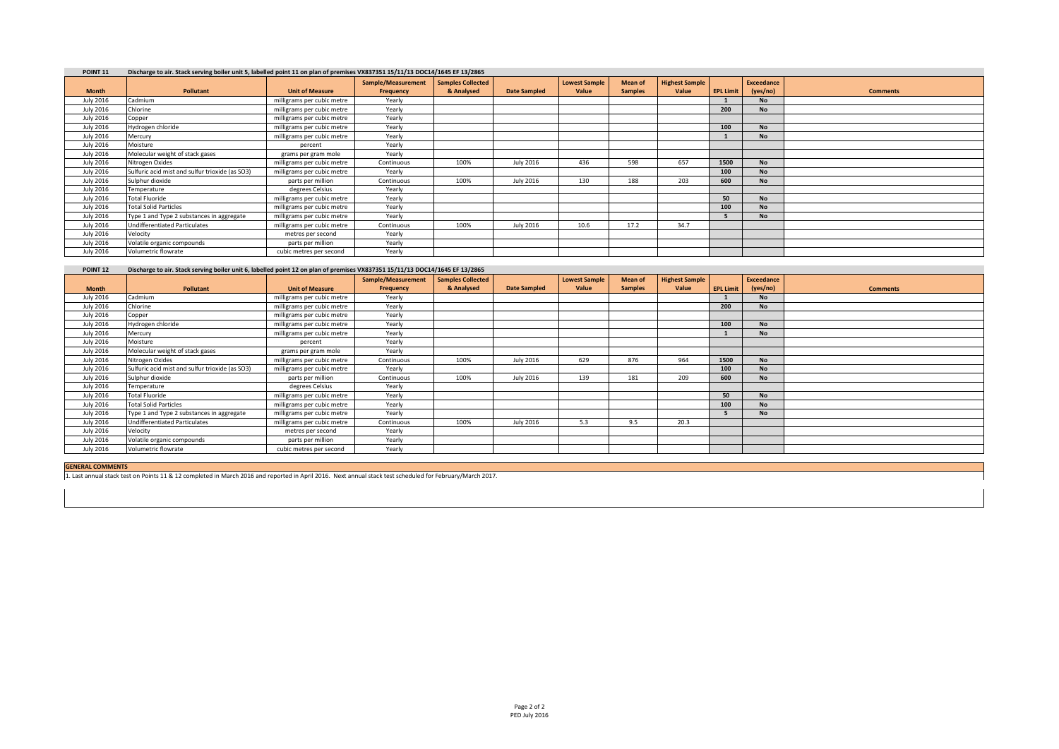**POINT 11** Discharge to air. Stack serving boiler unit 5, labelled point 11 on plan of premises VX837351 15/11/13 DOC14/1645 EF 13/2865

| Month | Pollutant | Unit of Measure | Sample/Measurement Frequency | Samples Collected & Analysed | Date Sampled | Lowest Sample Value | Mean of Samples | Highest Sample Value | EPL Limit | Exceedance (yes/no) | Comments |
|---|---|---|---|---|---|---|---|---|---|---|---|
| July 2016 | Cadmium | milligrams per cubic metre | Yearly | | | | | | 1 | No | |
| July 2016 | Chlorine | milligrams per cubic metre | Yearly | | | | | | 200 | No | |
| July 2016 | Copper | milligrams per cubic metre | Yearly | | | | | | | | |
| July 2016 | Hydrogen chloride | milligrams per cubic metre | Yearly | | | | | | 100 | No | |
| July 2016 | Mercury | milligrams per cubic metre | Yearly | | | | | | 1 | No | |
| July 2016 | Moisture | percent | Yearly | | | | | | | | |
| July 2016 | Molecular weight of stack gases | grams per gram mole | Yearly | | | | | | | | |
| July 2016 | Nitrogen Oxides | milligrams per cubic metre | Continuous | 100% | July 2016 | 436 | 598 | 657 | 1500 | No | |
| July 2016 | Sulfuric acid mist and sulfur trioxide (as SO3) | milligrams per cubic metre | Yearly | | | | | | 100 | No | |
| July 2016 | Sulphur dioxide | parts per million | Continuous | 100% | July 2016 | 130 | 188 | 203 | 600 | No | |
| July 2016 | Temperature | degrees Celsius | Yearly | | | | | | | | |
| July 2016 | Total Fluoride | milligrams per cubic metre | Yearly | | | | | | 50 | No | |
| July 2016 | Total Solid Particles | milligrams per cubic metre | Yearly | | | | | | 100 | No | |
| July 2016 | Type 1 and Type 2 substances in aggregate | milligrams per cubic metre | Yearly | | | | | | 5 | No | |
| July 2016 | Undifferentiated Particulates | milligrams per cubic metre | Continuous | 100% | July 2016 | 10.6 | 17.2 | 34.7 | | | |
| July 2016 | Velocity | metres per second | Yearly | | | | | | | | |
| July 2016 | Volatile organic compounds | parts per million | Yearly | | | | | | | | |
| July 2016 | Volumetric flowrate | cubic metres per second | Yearly | | | | | | | | |

**POINT 12** Discharge to air. Stack serving boiler unit 6, labelled point 12 on plan of premises VX837351 15/11/13 DOC14/1645 EF 13/2865

| Month | Pollutant | Unit of Measure | Sample/Measurement Frequency | Samples Collected & Analysed | Date Sampled | Lowest Sample Value | Mean of Samples | Highest Sample Value | EPL Limit | Exceedance (yes/no) | Comments |
|---|---|---|---|---|---|---|---|---|---|---|---|
| July 2016 | Cadmium | milligrams per cubic metre | Yearly | | | | | | 1 | No | |
| July 2016 | Chlorine | milligrams per cubic metre | Yearly | | | | | | 200 | No | |
| July 2016 | Copper | milligrams per cubic metre | Yearly | | | | | | | | |
| July 2016 | Hydrogen chloride | milligrams per cubic metre | Yearly | | | | | | 100 | No | |
| July 2016 | Mercury | milligrams per cubic metre | Yearly | | | | | | 1 | No | |
| July 2016 | Moisture | percent | Yearly | | | | | | | | |
| July 2016 | Molecular weight of stack gases | grams per gram mole | Yearly | | | | | | | | |
| July 2016 | Nitrogen Oxides | milligrams per cubic metre | Continuous | 100% | July 2016 | 629 | 876 | 964 | 1500 | No | |
| July 2016 | Sulfuric acid mist and sulfur trioxide (as SO3) | milligrams per cubic metre | Yearly | | | | | | 100 | No | |
| July 2016 | Sulphur dioxide | parts per million | Continuous | 100% | July 2016 | 139 | 181 | 209 | 600 | No | |
| July 2016 | Temperature | degrees Celsius | Yearly | | | | | | | | |
| July 2016 | Total Fluoride | milligrams per cubic metre | Yearly | | | | | | 50 | No | |
| July 2016 | Total Solid Particles | milligrams per cubic metre | Yearly | | | | | | 100 | No | |
| July 2016 | Type 1 and Type 2 substances in aggregate | milligrams per cubic metre | Yearly | | | | | | 5 | No | |
| July 2016 | Undifferentiated Particulates | milligrams per cubic metre | Continuous | 100% | July 2016 | 5.3 | 9.5 | 20.3 | | | |
| July 2016 | Velocity | metres per second | Yearly | | | | | | | | |
| July 2016 | Volatile organic compounds | parts per million | Yearly | | | | | | | | |
| July 2016 | Volumetric flowrate | cubic metres per second | Yearly | | | | | | | | |

**GENERAL COMMENTS**

1. Last annual stack test on Points 11 & 12 completed in March 2016 and reported in April 2016. Next annual stack test scheduled for February/March 2017.